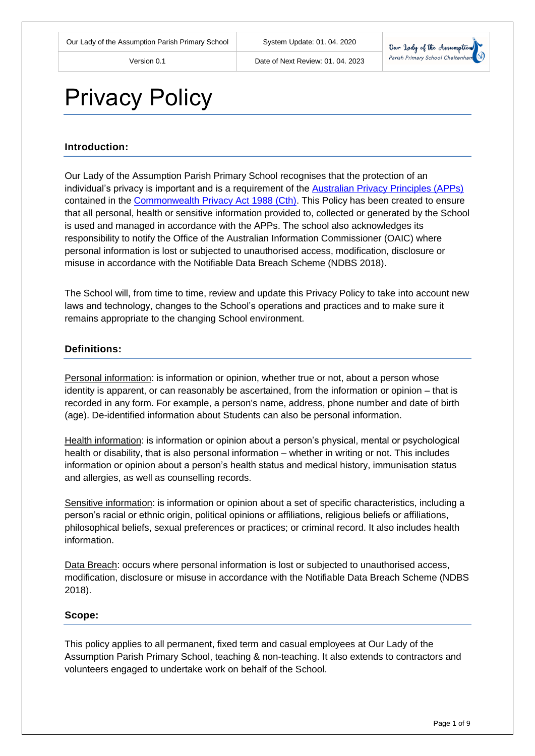# Privacy Policy

## Introduction:

Our Lady of the Assumption Parish Primary School recognises that the protection of an individual's privacy is important and is a requirement of the Australian Privacy Principles (APPs) contained in the Commonwealth Privacy Act 1988 (Cth). This Policy has been created to ensure that all personal, health or sensitive information provided to, collected or generated by the School is used and managed in accordance with the APPs. The school also acknowledges its responsibility to notify the Office of the Australian Information Commissioner (OAIC) where personal information is lost or subjected to unauthorised access, modification, disclosure or misuse in accordance with the Notifiable Data Breach Scheme (NDBS 2018).

The School will, from time to time, review and update this Privacy Policy to take into account new laws and technology, changes to the School's operations and practices and to make sure it remains appropriate to the changing School environment.

## Definitions:

Personal information: is information or opinion, whether true or not, about a person whose identity is apparent, or can reasonably be ascertained, from the information or opinion – that is recorded in any form. For example, a person's name, address, phone number and date of birth (age). De-identified information about Students can also be personal information.

Health information: is information or opinion about a person's physical, mental or psychological health or disability, that is also personal information – whether in writing or not. This includes information or opinion about a person's health status and medical history, immunisation status and allergies, as well as counselling records.

Sensitive information: is information or opinion about a set of specific characteristics, including a person's racial or ethnic origin, political opinions or affiliations, religious beliefs or affiliations, philosophical beliefs, sexual preferences or practices; or criminal record. It also includes health information.

Data Breach: occurs where personal information is lost or subjected to unauthorised access, modification, disclosure or misuse in accordance with the Notifiable Data Breach Scheme (NDBS 2018).

## Scope:

This policy applies to all permanent, fixed term and casual employees at Our Lady of the Assumption Parish Primary School, teaching & non-teaching. It also extends to contractors and volunteers engaged to undertake work on behalf of the School.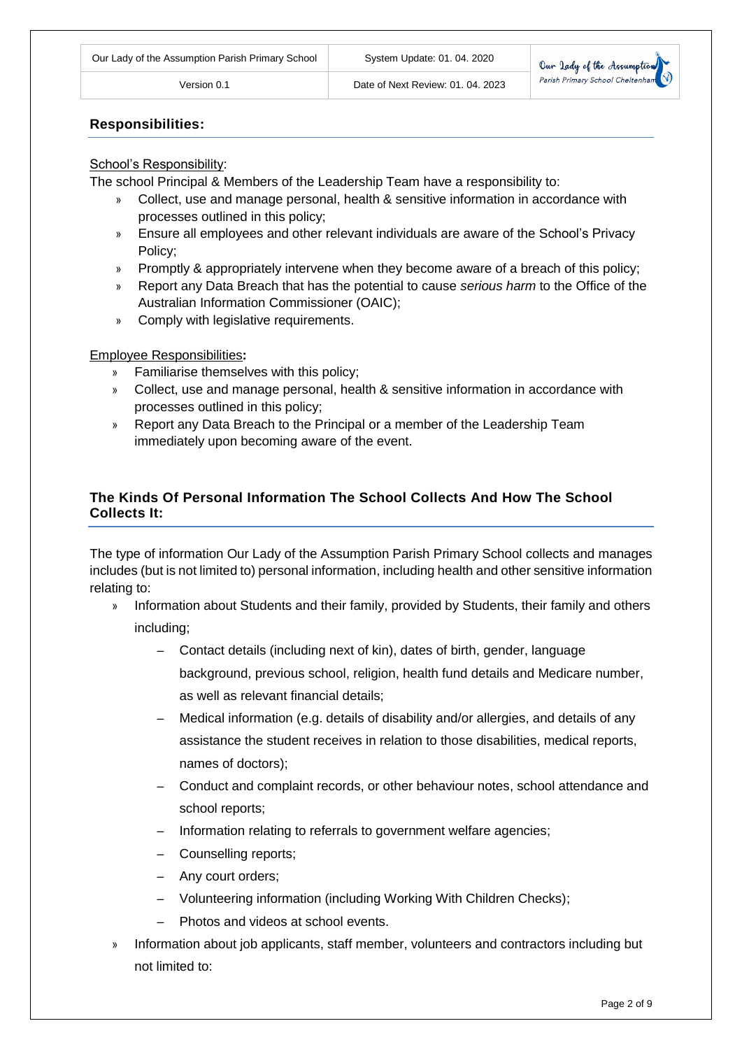## Responsibilities:

School's Responsibility:

The school Principal & Members of the Leadership Team have a responsibility to:

- Collect, use and manage personal, health & sensitive information in accordance with processes outlined in this policy;
- Ensure all employees and other relevant individuals are aware of the School's Privacy Policy;
- Promptly & appropriately intervene when they become aware of a breach of this policy;
- Report any Data Breach that has the potential to cause *serious harm* to the Office of the Australian Information Commissioner (OAIC);
- Comply with legislative requirements.

Employee Responsibilities**:**

- Familiarise themselves with this policy;
- Collect, use and manage personal, health & sensitive information in accordance with processes outlined in this policy;
- Report any Data Breach to the Principal or a member of the Leadership Team immediately upon becoming aware of the event.

## The Kinds Of Personal Information The School Collects And How The School Collects It:

The type of information Our Lady of the Assumption Parish Primary School collects and manages includes (but is not limited to) personal information, including health and other sensitive information relating to:

- Information about Students and their family, provided by Students, their family and others including;
  - Contact details (including next of kin), dates of birth, gender, language background, previous school, religion, health fund details and Medicare number, as well as relevant financial details;
  - Medical information (e.g. details of disability and/or allergies, and details of any assistance the student receives in relation to those disabilities, medical reports, names of doctors);
  - Conduct and complaint records, or other behaviour notes, school attendance and school reports;
  - Information relating to referrals to government welfare agencies;
  - Counselling reports;
  - Any court orders;
  - Volunteering information (including Working With Children Checks);
  - Photos and videos at school events.
- Information about job applicants, staff member, volunteers and contractors including but not limited to: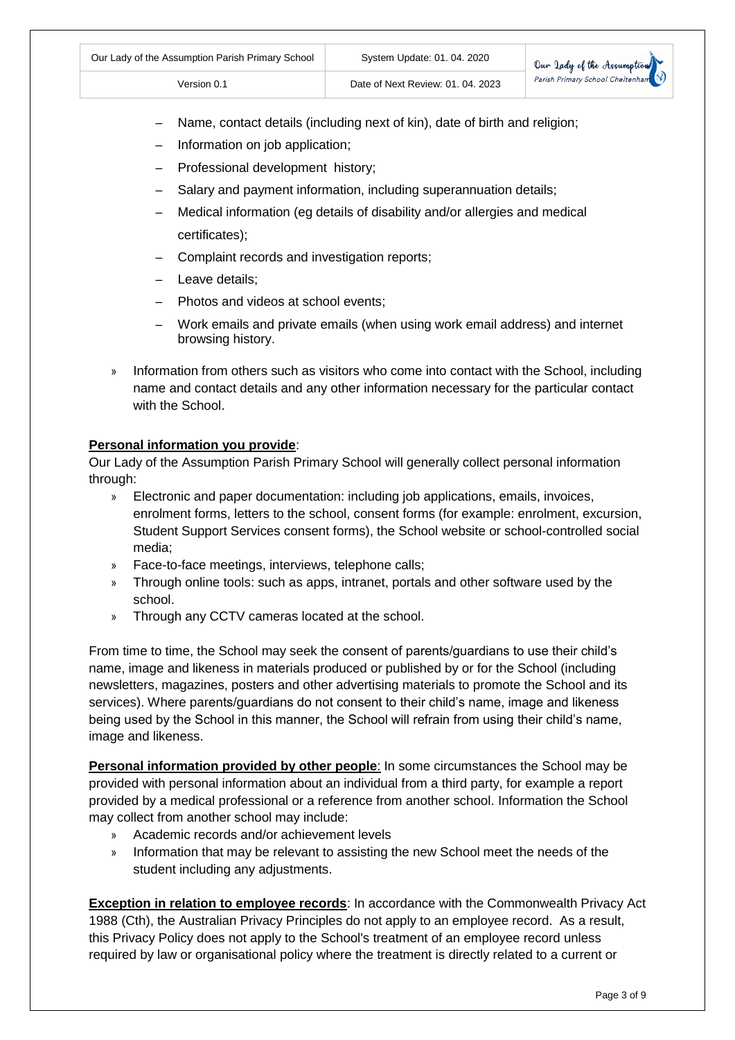- Name, contact details (including next of kin), date of birth and religion;
  - Information on job application;
  - Professional development history;
  - Salary and payment information, including superannuation details;
  - Medical information (eg details of disability and/or allergies and medical certificates);
  - Complaint records and investigation reports;
  - Leave details;
  - Photos and videos at school events;
  - Work emails and private emails (when using work email address) and internet browsing history.

- Information from others such as visitors who come into contact with the School, including name and contact details and any other information necessary for the particular contact with the School.

**Personal information you provide**:
Our Lady of the Assumption Parish Primary School will generally collect personal information through:

- Electronic and paper documentation: including job applications, emails, invoices, enrolment forms, letters to the school, consent forms (for example: enrolment, excursion, Student Support Services consent forms), the School website or school-controlled social media;
- Face-to-face meetings, interviews, telephone calls;
- Through online tools: such as apps, intranet, portals and other software used by the school.
- Through any CCTV cameras located at the school.

From time to time, the School may seek the consent of parents/guardians to use their child's name, image and likeness in materials produced or published by or for the School (including newsletters, magazines, posters and other advertising materials to promote the School and its services). Where parents/guardians do not consent to their child's name, image and likeness being used by the School in this manner, the School will refrain from using their child's name, image and likeness.

**Personal information provided by other people**: In some circumstances the School may be provided with personal information about an individual from a third party, for example a report provided by a medical professional or a reference from another school. Information the School may collect from another school may include:

- Academic records and/or achievement levels
- Information that may be relevant to assisting the new School meet the needs of the student including any adjustments.

**Exception in relation to employee records**: In accordance with the Commonwealth Privacy Act 1988 (Cth), the Australian Privacy Principles do not apply to an employee record. As a result, this Privacy Policy does not apply to the School's treatment of an employee record unless required by law or organisational policy where the treatment is directly related to a current or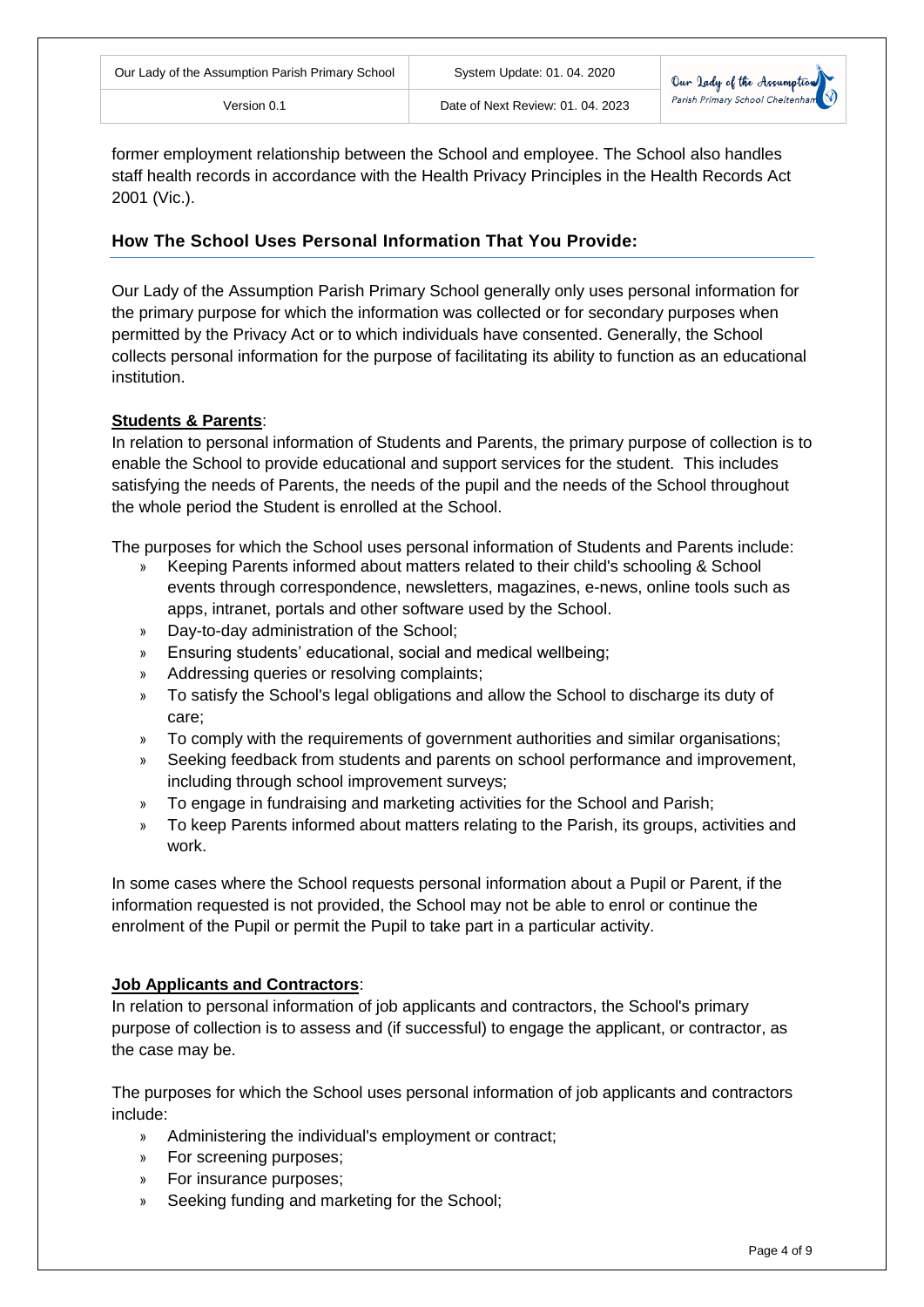former employment relationship between the School and employee. The School also handles staff health records in accordance with the Health Privacy Principles in the Health Records Act 2001 (Vic.).

## How The School Uses Personal Information That You Provide:

Our Lady of the Assumption Parish Primary School generally only uses personal information for the primary purpose for which the information was collected or for secondary purposes when permitted by the Privacy Act or to which individuals have consented. Generally, the School collects personal information for the purpose of facilitating its ability to function as an educational institution.

**Students & Parents**:
In relation to personal information of Students and Parents, the primary purpose of collection is to enable the School to provide educational and support services for the student. This includes satisfying the needs of Parents, the needs of the pupil and the needs of the School throughout the whole period the Student is enrolled at the School.

The purposes for which the School uses personal information of Students and Parents include:

- Keeping Parents informed about matters related to their child's schooling & School events through correspondence, newsletters, magazines, e-news, online tools such as apps, intranet, portals and other software used by the School.
- Day-to-day administration of the School;
- Ensuring students' educational, social and medical wellbeing;
- Addressing queries or resolving complaints;
- To satisfy the School's legal obligations and allow the School to discharge its duty of care;
- To comply with the requirements of government authorities and similar organisations;
- Seeking feedback from students and parents on school performance and improvement, including through school improvement surveys;
- To engage in fundraising and marketing activities for the School and Parish;
- To keep Parents informed about matters relating to the Parish, its groups, activities and work.

In some cases where the School requests personal information about a Pupil or Parent, if the information requested is not provided, the School may not be able to enrol or continue the enrolment of the Pupil or permit the Pupil to take part in a particular activity.

**Job Applicants and Contractors**:
In relation to personal information of job applicants and contractors, the School's primary purpose of collection is to assess and (if successful) to engage the applicant, or contractor, as the case may be.

The purposes for which the School uses personal information of job applicants and contractors include:

- Administering the individual's employment or contract;
- For screening purposes;
- For insurance purposes;
- Seeking funding and marketing for the School;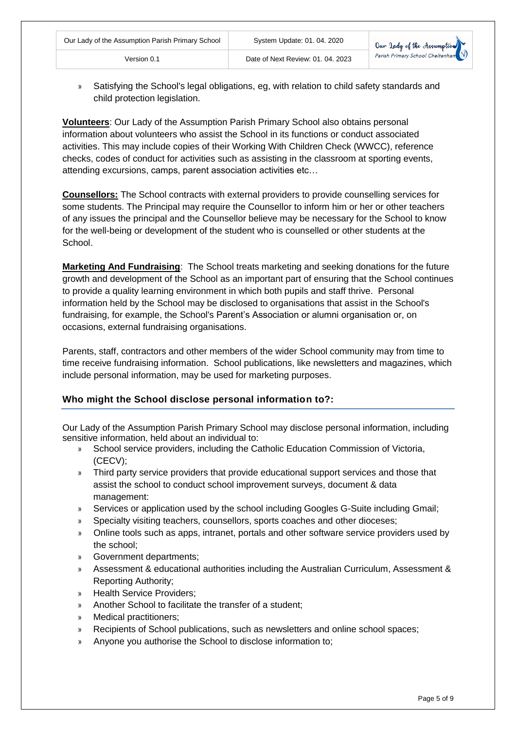- Satisfying the School's legal obligations, eg, with relation to child safety standards and child protection legislation.

**Volunteers**: Our Lady of the Assumption Parish Primary School also obtains personal information about volunteers who assist the School in its functions or conduct associated activities. This may include copies of their Working With Children Check (WWCC), reference checks, codes of conduct for activities such as assisting in the classroom at sporting events, attending excursions, camps, parent association activities etc…

**Counsellors:** The School contracts with external providers to provide counselling services for some students. The Principal may require the Counsellor to inform him or her or other teachers of any issues the principal and the Counsellor believe may be necessary for the School to know for the well-being or development of the student who is counselled or other students at the School.

**Marketing And Fundraising**: The School treats marketing and seeking donations for the future growth and development of the School as an important part of ensuring that the School continues to provide a quality learning environment in which both pupils and staff thrive. Personal information held by the School may be disclosed to organisations that assist in the School's fundraising, for example, the School's Parent's Association or alumni organisation or, on occasions, external fundraising organisations.

Parents, staff, contractors and other members of the wider School community may from time to time receive fundraising information. School publications, like newsletters and magazines, which include personal information, may be used for marketing purposes.

## Who might the School disclose personal information to?:

Our Lady of the Assumption Parish Primary School may disclose personal information, including sensitive information, held about an individual to:

- School service providers, including the Catholic Education Commission of Victoria, (CECV);
- Third party service providers that provide educational support services and those that assist the school to conduct school improvement surveys, document & data management:
- Services or application used by the school including Googles G-Suite including Gmail;
- Specialty visiting teachers, counsellors, sports coaches and other dioceses;
- Online tools such as apps, intranet, portals and other software service providers used by the school;
- Government departments;
- Assessment & educational authorities including the Australian Curriculum, Assessment & Reporting Authority;
- Health Service Providers;
- Another School to facilitate the transfer of a student;
- Medical practitioners;
- Recipients of School publications, such as newsletters and online school spaces;
- Anyone you authorise the School to disclose information to;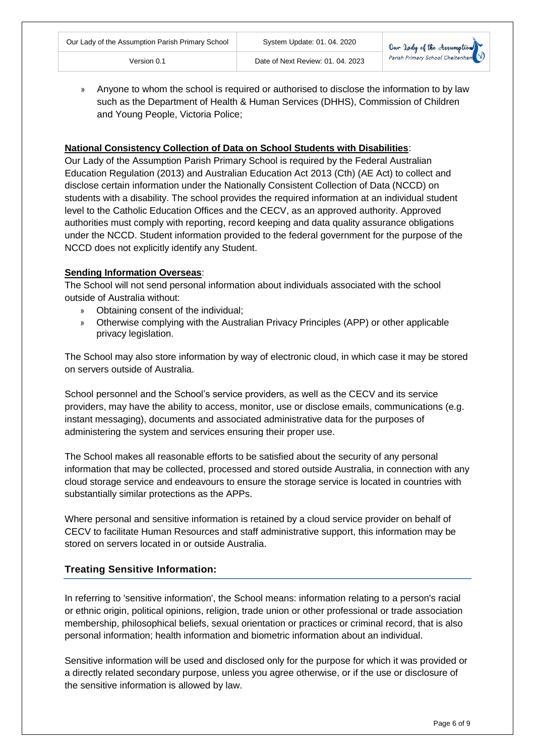- Anyone to whom the school is required or authorised to disclose the information to by law such as the Department of Health & Human Services (DHHS), Commission of Children and Young People, Victoria Police;

**National Consistency Collection of Data on School Students with Disabilities**:
Our Lady of the Assumption Parish Primary School is required by the Federal Australian Education Regulation (2013) and Australian Education Act 2013 (Cth) (AE Act) to collect and disclose certain information under the Nationally Consistent Collection of Data (NCCD) on students with a disability. The school provides the required information at an individual student level to the Catholic Education Offices and the CECV, as an approved authority. Approved authorities must comply with reporting, record keeping and data quality assurance obligations under the NCCD. Student information provided to the federal government for the purpose of the NCCD does not explicitly identify any Student.

**Sending Information Overseas**:
The School will not send personal information about individuals associated with the school outside of Australia without:

- Obtaining consent of the individual;
- Otherwise complying with the Australian Privacy Principles (APP) or other applicable privacy legislation.

The School may also store information by way of electronic cloud, in which case it may be stored on servers outside of Australia.

School personnel and the School's service providers, as well as the CECV and its service providers, may have the ability to access, monitor, use or disclose emails, communications (e.g. instant messaging), documents and associated administrative data for the purposes of administering the system and services ensuring their proper use.

The School makes all reasonable efforts to be satisfied about the security of any personal information that may be collected, processed and stored outside Australia, in connection with any cloud storage service and endeavours to ensure the storage service is located in countries with substantially similar protections as the APPs.

Where personal and sensitive information is retained by a cloud service provider on behalf of CECV to facilitate Human Resources and staff administrative support, this information may be stored on servers located in or outside Australia.

## Treating Sensitive Information:

In referring to 'sensitive information', the School means: information relating to a person's racial or ethnic origin, political opinions, religion, trade union or other professional or trade association membership, philosophical beliefs, sexual orientation or practices or criminal record, that is also personal information; health information and biometric information about an individual.

Sensitive information will be used and disclosed only for the purpose for which it was provided or a directly related secondary purpose, unless you agree otherwise, or if the use or disclosure of the sensitive information is allowed by law.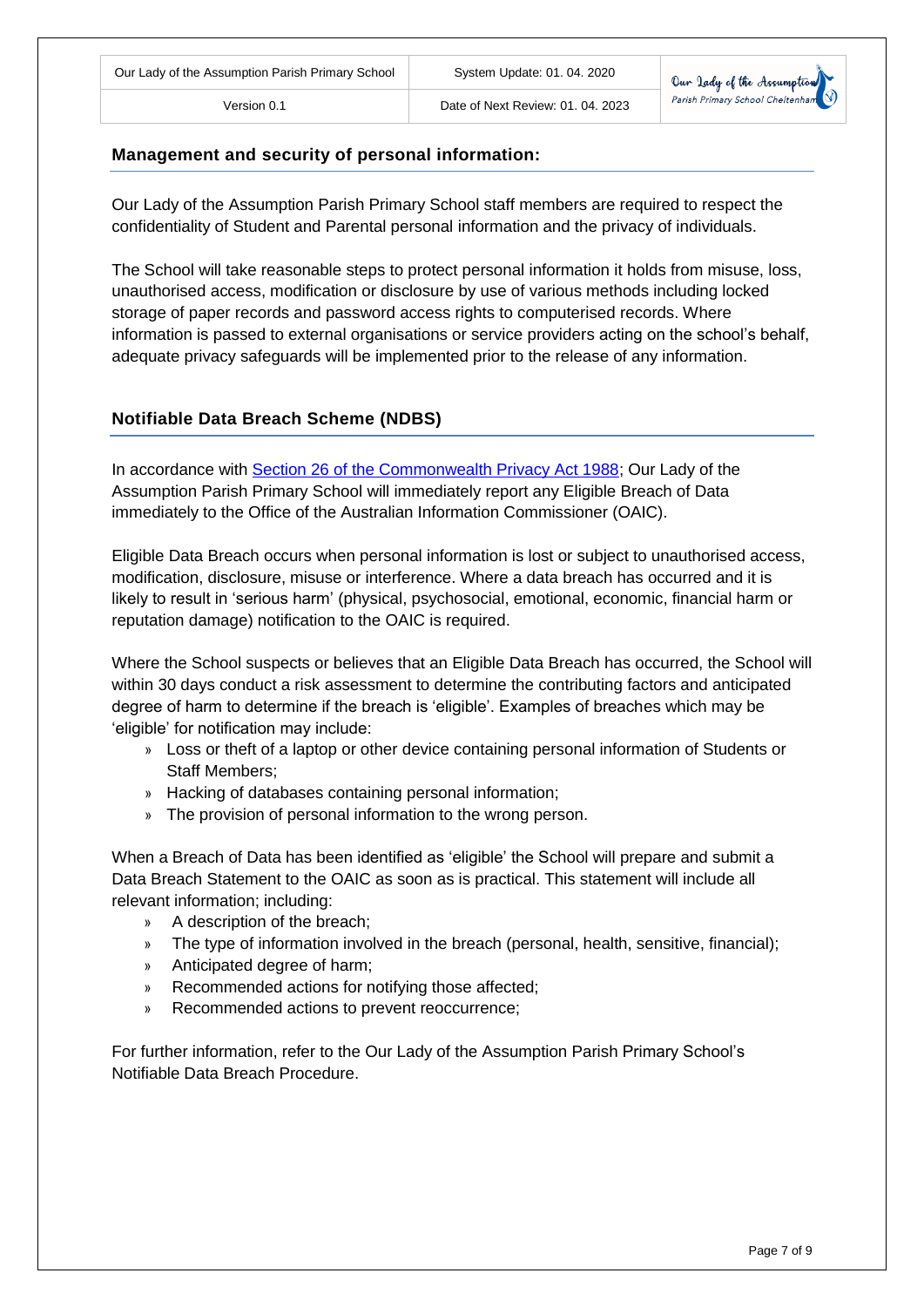## Management and security of personal information:

Our Lady of the Assumption Parish Primary School staff members are required to respect the confidentiality of Student and Parental personal information and the privacy of individuals.

The School will take reasonable steps to protect personal information it holds from misuse, loss, unauthorised access, modification or disclosure by use of various methods including locked storage of paper records and password access rights to computerised records. Where information is passed to external organisations or service providers acting on the school's behalf, adequate privacy safeguards will be implemented prior to the release of any information.

## Notifiable Data Breach Scheme (NDBS)

In accordance with Section 26 of the Commonwealth Privacy Act 1988; Our Lady of the Assumption Parish Primary School will immediately report any Eligible Breach of Data immediately to the Office of the Australian Information Commissioner (OAIC).

Eligible Data Breach occurs when personal information is lost or subject to unauthorised access, modification, disclosure, misuse or interference. Where a data breach has occurred and it is likely to result in 'serious harm' (physical, psychosocial, emotional, economic, financial harm or reputation damage) notification to the OAIC is required.

Where the School suspects or believes that an Eligible Data Breach has occurred, the School will within 30 days conduct a risk assessment to determine the contributing factors and anticipated degree of harm to determine if the breach is 'eligible'. Examples of breaches which may be 'eligible' for notification may include:

- Loss or theft of a laptop or other device containing personal information of Students or Staff Members;
- Hacking of databases containing personal information;
- The provision of personal information to the wrong person.

When a Breach of Data has been identified as 'eligible' the School will prepare and submit a Data Breach Statement to the OAIC as soon as is practical. This statement will include all relevant information; including:

- A description of the breach;
- The type of information involved in the breach (personal, health, sensitive, financial);
- Anticipated degree of harm;
- Recommended actions for notifying those affected;
- Recommended actions to prevent reoccurrence;

For further information, refer to the Our Lady of the Assumption Parish Primary School's Notifiable Data Breach Procedure.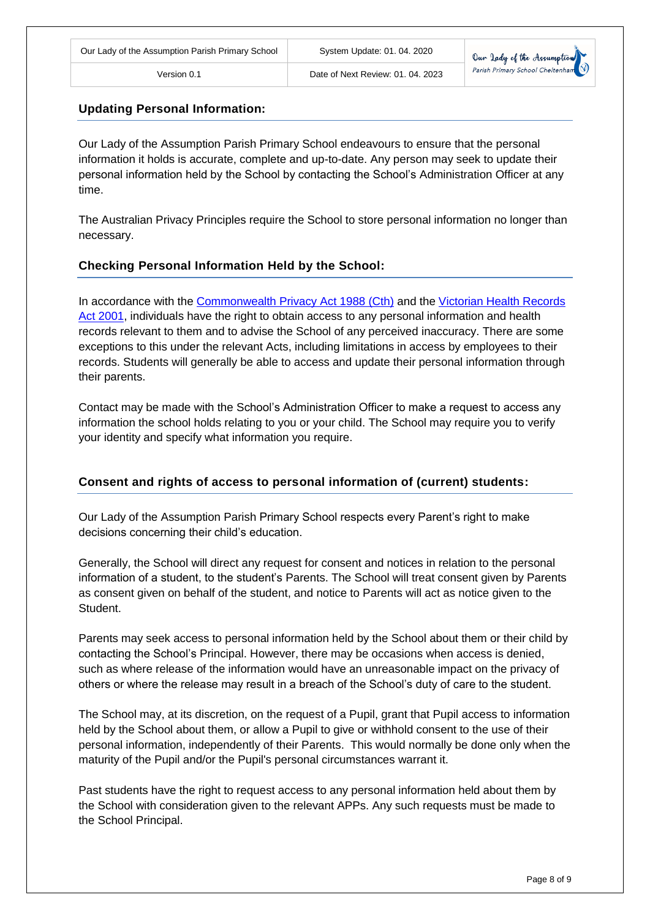## Updating Personal Information:

Our Lady of the Assumption Parish Primary School endeavours to ensure that the personal information it holds is accurate, complete and up-to-date. Any person may seek to update their personal information held by the School by contacting the School's Administration Officer at any time.

The Australian Privacy Principles require the School to store personal information no longer than necessary.

## Checking Personal Information Held by the School:

In accordance with the Commonwealth Privacy Act 1988 (Cth) and the Victorian Health Records Act 2001, individuals have the right to obtain access to any personal information and health records relevant to them and to advise the School of any perceived inaccuracy. There are some exceptions to this under the relevant Acts, including limitations in access by employees to their records. Students will generally be able to access and update their personal information through their parents.

Contact may be made with the School's Administration Officer to make a request to access any information the school holds relating to you or your child. The School may require you to verify your identity and specify what information you require.

## Consent and rights of access to personal information of (current) students:

Our Lady of the Assumption Parish Primary School respects every Parent's right to make decisions concerning their child's education.

Generally, the School will direct any request for consent and notices in relation to the personal information of a student, to the student's Parents. The School will treat consent given by Parents as consent given on behalf of the student, and notice to Parents will act as notice given to the Student.

Parents may seek access to personal information held by the School about them or their child by contacting the School's Principal. However, there may be occasions when access is denied, such as where release of the information would have an unreasonable impact on the privacy of others or where the release may result in a breach of the School's duty of care to the student.

The School may, at its discretion, on the request of a Pupil, grant that Pupil access to information held by the School about them, or allow a Pupil to give or withhold consent to the use of their personal information, independently of their Parents. This would normally be done only when the maturity of the Pupil and/or the Pupil's personal circumstances warrant it.

Past students have the right to request access to any personal information held about them by the School with consideration given to the relevant APPs. Any such requests must be made to the School Principal.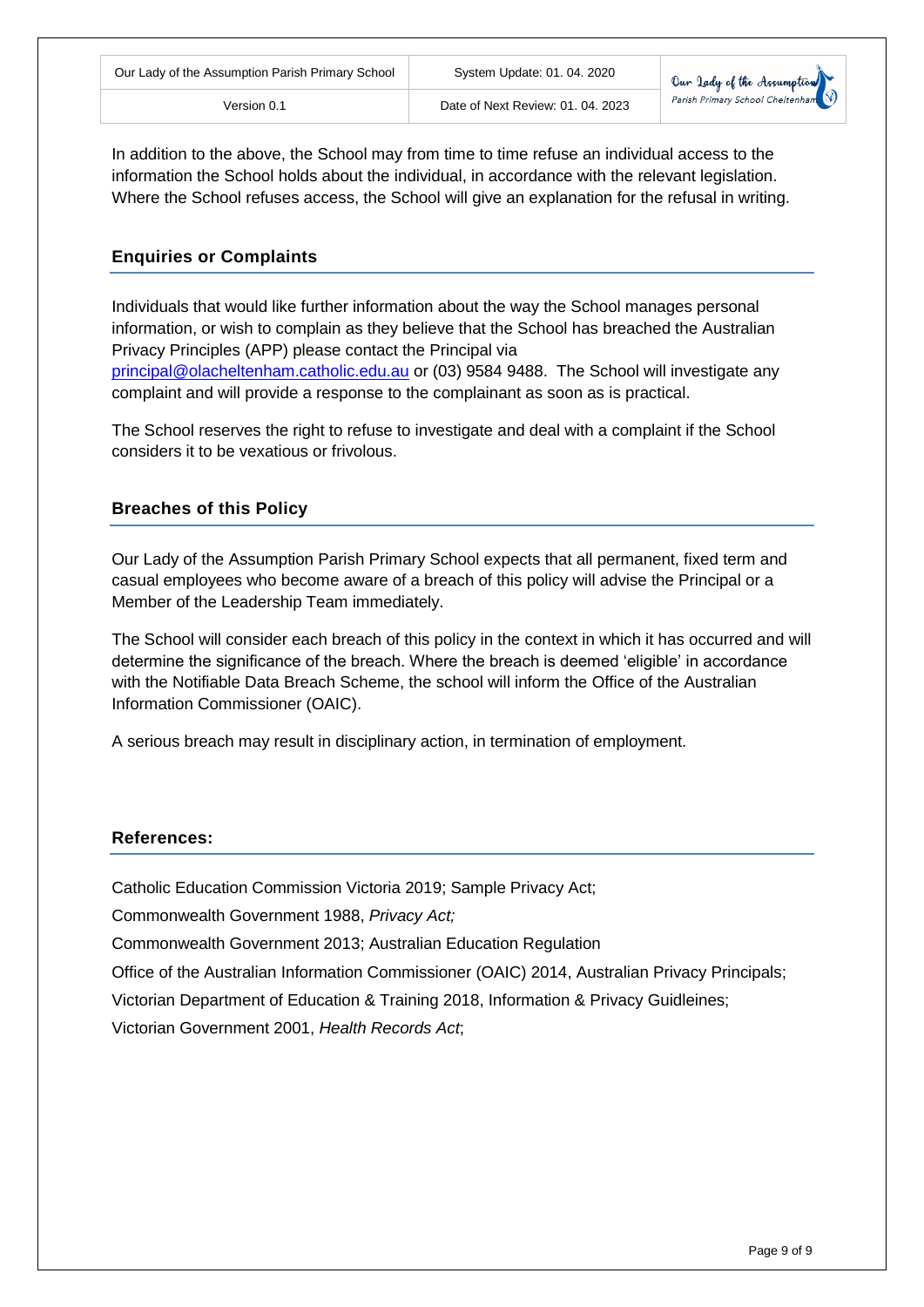In addition to the above, the School may from time to time refuse an individual access to the information the School holds about the individual, in accordance with the relevant legislation. Where the School refuses access, the School will give an explanation for the refusal in writing.

## Enquiries or Complaints

Individuals that would like further information about the way the School manages personal information, or wish to complain as they believe that the School has breached the Australian Privacy Principles (APP) please contact the Principal via principal@olacheltenham.catholic.edu.au or (03) 9584 9488. The School will investigate any complaint and will provide a response to the complainant as soon as is practical.

The School reserves the right to refuse to investigate and deal with a complaint if the School considers it to be vexatious or frivolous.

## Breaches of this Policy

Our Lady of the Assumption Parish Primary School expects that all permanent, fixed term and casual employees who become aware of a breach of this policy will advise the Principal or a Member of the Leadership Team immediately.

The School will consider each breach of this policy in the context in which it has occurred and will determine the significance of the breach. Where the breach is deemed 'eligible' in accordance with the Notifiable Data Breach Scheme, the school will inform the Office of the Australian Information Commissioner (OAIC).

A serious breach may result in disciplinary action, in termination of employment.

## References:

Catholic Education Commission Victoria 2019; Sample Privacy Act;

Commonwealth Government 1988, *Privacy Act;*

Commonwealth Government 2013; Australian Education Regulation

Office of the Australian Information Commissioner (OAIC) 2014, Australian Privacy Principals;

Victorian Department of Education & Training 2018, Information & Privacy Guidleines;

Victorian Government 2001, *Health Records Act*;